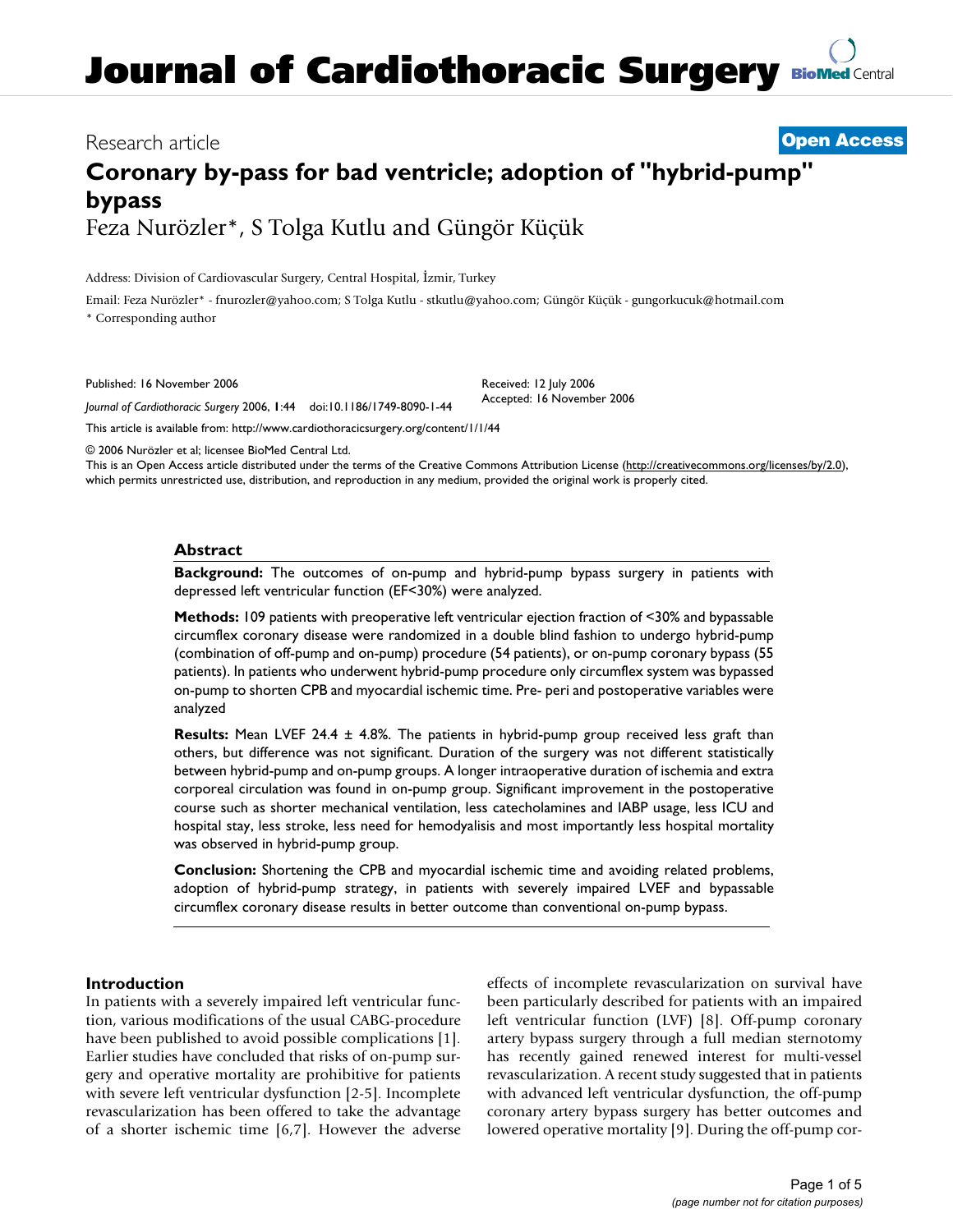# Journal of Cardiothoracic Surgery

Research article

**Open Access**

## Coronary by-pass for bad ventricle; adoption of "hybrid-pump" bypass

Feza Nurözler*, S Tolga Kutlu and Güngör Küçük

Address: Division of Cardiovascular Surgery, Central Hospital, İzmir, Turkey

Email: Feza Nurözler* - fnurozler@yahoo.com; S Tolga Kutlu - stkutlu@yahoo.com; Güngör Küçük - gungorkucuk@hotmail.com

\* Corresponding author

Published: 16 November 2006

*Journal of Cardiothoracic Surgery* 2006, **1**:44 doi:10.1186/1749-8090-1-44

Received: 12 July 2006

Accepted: 16 November 2006

This article is available from: http://www.cardiothoracicsurgery.org/content/1/1/44

© 2006 Nurözler et al; licensee BioMed Central Ltd.

This is an Open Access article distributed under the terms of the Creative Commons Attribution License (http://creativecommons.org/licenses/by/2.0), which permits unrestricted use, distribution, and reproduction in any medium, provided the original work is properly cited.

### Abstract

**Background:** The outcomes of on-pump and hybrid-pump bypass surgery in patients with depressed left ventricular function (EF<30%) were analyzed.

**Methods:** 109 patients with preoperative left ventricular ejection fraction of <30% and bypassable circumflex coronary disease were randomized in a double blind fashion to undergo hybrid-pump (combination of off-pump and on-pump) procedure (54 patients), or on-pump coronary bypass (55 patients). In patients who underwent hybrid-pump procedure only circumflex system was bypassed on-pump to shorten CPB and myocardial ischemic time. Pre- peri and postoperative variables were analyzed

**Results:** Mean LVEF 24.4 ± 4.8%. The patients in hybrid-pump group received less graft than others, but difference was not significant. Duration of the surgery was not different statistically between hybrid-pump and on-pump groups. A longer intraoperative duration of ischemia and extra corporeal circulation was found in on-pump group. Significant improvement in the postoperative course such as shorter mechanical ventilation, less catecholamines and IABP usage, less ICU and hospital stay, less stroke, less need for hemodyalisis and most importantly less hospital mortality was observed in hybrid-pump group.

**Conclusion:** Shortening the CPB and myocardial ischemic time and avoiding related problems, adoption of hybrid-pump strategy, in patients with severely impaired LVEF and bypassable circumflex coronary disease results in better outcome than conventional on-pump bypass.

### Introduction

In patients with a severely impaired left ventricular function, various modifications of the usual CABG-procedure have been published to avoid possible complications [1]. Earlier studies have concluded that risks of on-pump surgery and operative mortality are prohibitive for patients with severe left ventricular dysfunction [2-5]. Incomplete revascularization has been offered to take the advantage of a shorter ischemic time [6,7]. However the adverse effects of incomplete revascularization on survival have been particularly described for patients with an impaired left ventricular function (LVF) [8]. Off-pump coronary artery bypass surgery through a full median sternotomy has recently gained renewed interest for multi-vessel revascularization. A recent study suggested that in patients with advanced left ventricular dysfunction, the off-pump coronary artery bypass surgery has better outcomes and lowered operative mortality [9]. During the off-pump cor-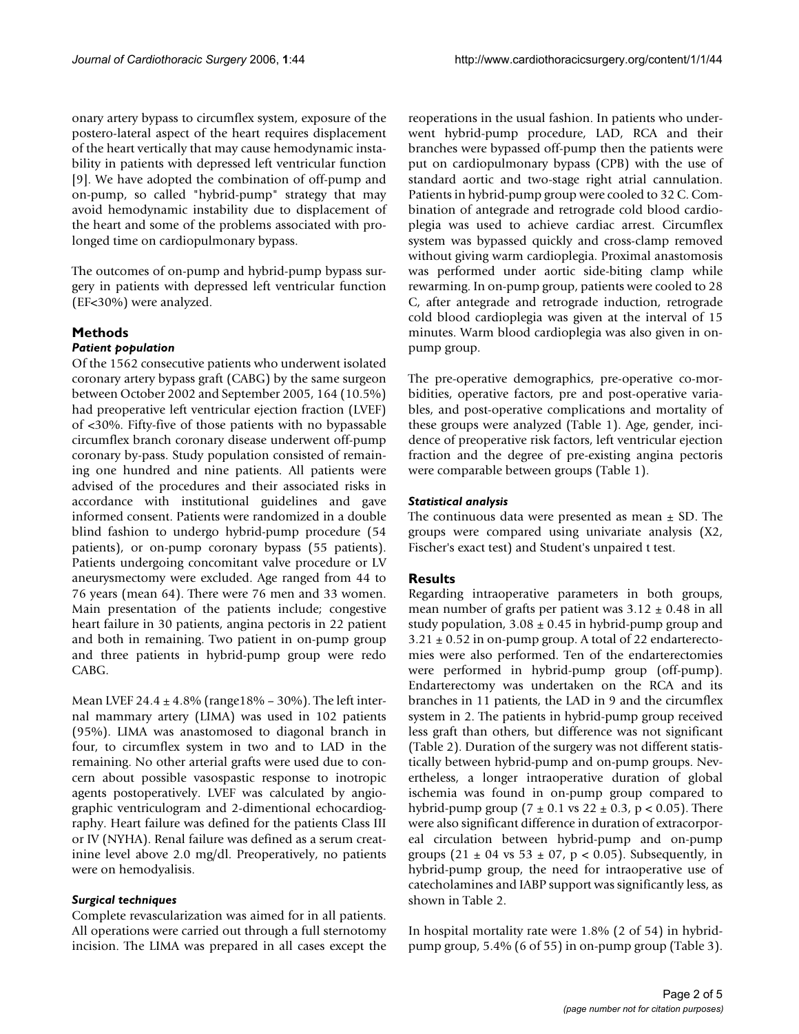onary artery bypass to circumflex system, exposure of the postero-lateral aspect of the heart requires displacement of the heart vertically that may cause hemodynamic instability in patients with depressed left ventricular function [9]. We have adopted the combination of off-pump and on-pump, so called "hybrid-pump" strategy that may avoid hemodynamic instability due to displacement of the heart and some of the problems associated with prolonged time on cardiopulmonary bypass.

The outcomes of on-pump and hybrid-pump bypass surgery in patients with depressed left ventricular function (EF<30%) were analyzed.

## Methods

### *Patient population*

Of the 1562 consecutive patients who underwent isolated coronary artery bypass graft (CABG) by the same surgeon between October 2002 and September 2005, 164 (10.5%) had preoperative left ventricular ejection fraction (LVEF) of <30%. Fifty-five of those patients with no bypassable circumflex branch coronary disease underwent off-pump coronary by-pass. Study population consisted of remaining one hundred and nine patients. All patients were advised of the procedures and their associated risks in accordance with institutional guidelines and gave informed consent. Patients were randomized in a double blind fashion to undergo hybrid-pump procedure (54 patients), or on-pump coronary bypass (55 patients). Patients undergoing concomitant valve procedure or LV aneurysmectomy were excluded. Age ranged from 44 to 76 years (mean 64). There were 76 men and 33 women. Main presentation of the patients include; congestive heart failure in 30 patients, angina pectoris in 22 patient and both in remaining. Two patient in on-pump group and three patients in hybrid-pump group were redo CABG.

Mean LVEF 24.4 ± 4.8% (range18% – 30%). The left internal mammary artery (LIMA) was used in 102 patients (95%). LIMA was anastomosed to diagonal branch in four, to circumflex system in two and to LAD in the remaining. No other arterial grafts were used due to concern about possible vasospastic response to inotropic agents postoperatively. LVEF was calculated by angiographic ventriculogram and 2-dimentional echocardiography. Heart failure was defined for the patients Class III or IV (NYHA). Renal failure was defined as a serum creatinine level above 2.0 mg/dl. Preoperatively, no patients were on hemodyalisis.

### *Surgical techniques*

Complete revascularization was aimed for in all patients. All operations were carried out through a full sternotomy incision. The LIMA was prepared in all cases except the reoperations in the usual fashion. In patients who underwent hybrid-pump procedure, LAD, RCA and their branches were bypassed off-pump then the patients were put on cardiopulmonary bypass (CPB) with the use of standard aortic and two-stage right atrial cannulation. Patients in hybrid-pump group were cooled to 32 C. Combination of antegrade and retrograde cold blood cardioplegia was used to achieve cardiac arrest. Circumflex system was bypassed quickly and cross-clamp removed without giving warm cardioplegia. Proximal anastomosis was performed under aortic side-biting clamp while rewarming. In on-pump group, patients were cooled to 28 C, after antegrade and retrograde induction, retrograde cold blood cardioplegia was given at the interval of 15 minutes. Warm blood cardioplegia was also given in on-pump group.

The pre-operative demographics, pre-operative co-morbidities, operative factors, pre and post-operative variables, and post-operative complications and mortality of these groups were analyzed (Table 1). Age, gender, incidence of preoperative risk factors, left ventricular ejection fraction and the degree of pre-existing angina pectoris were comparable between groups (Table 1).

### *Statistical analysis*

The continuous data were presented as mean ± SD. The groups were compared using univariate analysis (X2, Fischer's exact test) and Student's unpaired t test.

## Results

Regarding intraoperative parameters in both groups, mean number of grafts per patient was 3.12 ± 0.48 in all study population, 3.08 ± 0.45 in hybrid-pump group and 3.21 ± 0.52 in on-pump group. A total of 22 endarterectomies were also performed. Ten of the endarterectomies were performed in hybrid-pump group (off-pump). Endarterectomy was undertaken on the RCA and its branches in 11 patients, the LAD in 9 and the circumflex system in 2. The patients in hybrid-pump group received less graft than others, but difference was not significant (Table 2). Duration of the surgery was not different statistically between hybrid-pump and on-pump groups. Nevertheless, a longer intraoperative duration of global ischemia was found in on-pump group compared to hybrid-pump group (7 ± 0.1 vs 22 ± 0.3, $p < 0.05$). There were also significant difference in duration of extracorporeal circulation between hybrid-pump and on-pump groups (21 ± 04 vs 53 ± 07, $p < 0.05$). Subsequently, in hybrid-pump group, the need for intraoperative use of catecholamines and IABP support was significantly less, as shown in Table 2.

In hospital mortality rate were 1.8% (2 of 54) in hybrid-pump group, 5.4% (6 of 55) in on-pump group (Table 3).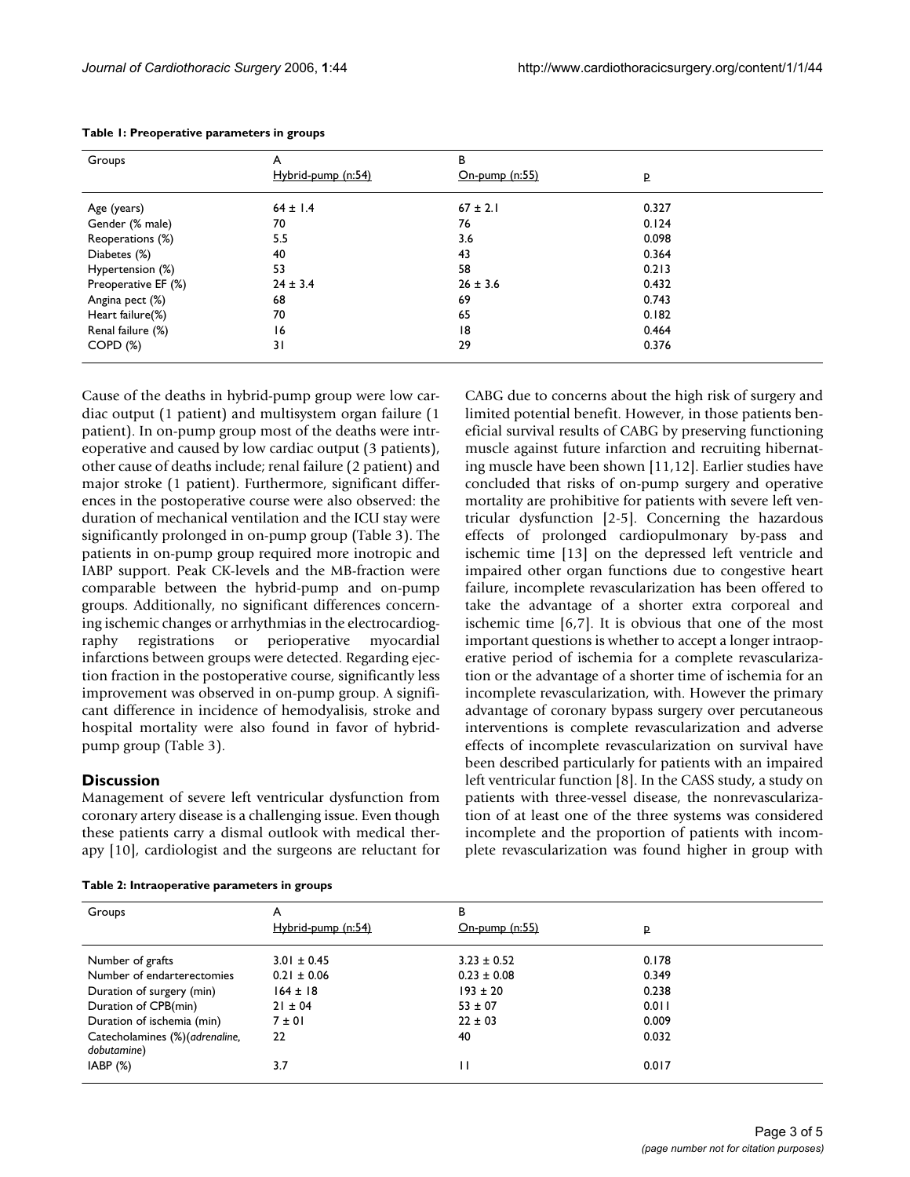**Table 1: Preoperative parameters in groups**

| Groups | A<br>Hybrid-pump (n:54) | B<br>On-pump (n:55) | p |
|---|---|---|---|
| Age (years) | 64 ± 1.4 | 67 ± 2.1 | 0.327 |
| Gender (% male) | 70 | 76 | 0.124 |
| Reoperations (%) | 5.5 | 3.6 | 0.098 |
| Diabetes (%) | 40 | 43 | 0.364 |
| Hypertension (%) | 53 | 58 | 0.213 |
| Preoperative EF (%) | 24 ± 3.4 | 26 ± 3.6 | 0.432 |
| Angina pect (%) | 68 | 69 | 0.743 |
| Heart failure(%) | 70 | 65 | 0.182 |
| Renal failure (%) | 16 | 18 | 0.464 |
| COPD (%) | 31 | 29 | 0.376 |

Cause of the deaths in hybrid-pump group were low cardiac output (1 patient) and multisystem organ failure (1 patient). In on-pump group most of the deaths were intreoperative and caused by low cardiac output (3 patients), other cause of deaths include; renal failure (2 patient) and major stroke (1 patient). Furthermore, significant differences in the postoperative course were also observed: the duration of mechanical ventilation and the ICU stay were significantly prolonged in on-pump group (Table 3). The patients in on-pump group required more inotropic and IABP support. Peak CK-levels and the MB-fraction were comparable between the hybrid-pump and on-pump groups. Additionally, no significant differences concerning ischemic changes or arrhythmias in the electrocardiography registrations or perioperative myocardial infarctions between groups were detected. Regarding ejection fraction in the postoperative course, significantly less improvement was observed in on-pump group. A significant difference in incidence of hemodyalisis, stroke and hospital mortality were also found in favor of hybrid-pump group (Table 3).

## Discussion

Management of severe left ventricular dysfunction from coronary artery disease is a challenging issue. Even though these patients carry a dismal outlook with medical therapy [10], cardiologist and the surgeons are reluctant for CABG due to concerns about the high risk of surgery and limited potential benefit. However, in those patients beneficial survival results of CABG by preserving functioning muscle against future infarction and recruiting hibernating muscle have been shown [11,12]. Earlier studies have concluded that risks of on-pump surgery and operative mortality are prohibitive for patients with severe left ventricular dysfunction [2-5]. Concerning the hazardous effects of prolonged cardiopulmonary by-pass and ischemic time [13] on the depressed left ventricle and impaired other organ functions due to congestive heart failure, incomplete revascularization has been offered to take the advantage of a shorter extra corporeal and ischemic time [6,7]. It is obvious that one of the most important questions is whether to accept a longer intraoperative period of ischemia for a complete revascularization or the advantage of a shorter time of ischemia for an incomplete revascularization, with. However the primary advantage of coronary bypass surgery over percutaneous interventions is complete revascularization and adverse effects of incomplete revascularization on survival have been described particularly for patients with an impaired left ventricular function [8]. In the CASS study, a study on patients with three-vessel disease, the nonrevascularization of at least one of the three systems was considered incomplete and the proportion of patients with incomplete revascularization was found higher in group with

**Table 2: Intraoperative parameters in groups**

| Groups | A<br>Hybrid-pump (n:54) | B<br>On-pump (n:55) | p |
|---|---|---|---|
| Number of grafts | 3.01 ± 0.45 | 3.23 ± 0.52 | 0.178 |
| Number of endarterectomies | 0.21 ± 0.06 | 0.23 ± 0.08 | 0.349 |
| Duration of surgery (min) | 164 ± 18 | 193 ± 20 | 0.238 |
| Duration of CPB(min) | 21 ± 04 | 53 ± 07 | 0.011 |
| Duration of ischemia (min) | 7 ± 01 | 22 ± 03 | 0.009 |
| Catecholamines (%)(*adrenaline, dobutamine*) | 22 | 40 | 0.032 |
| IABP (%) | 3.7 | 11 | 0.017 |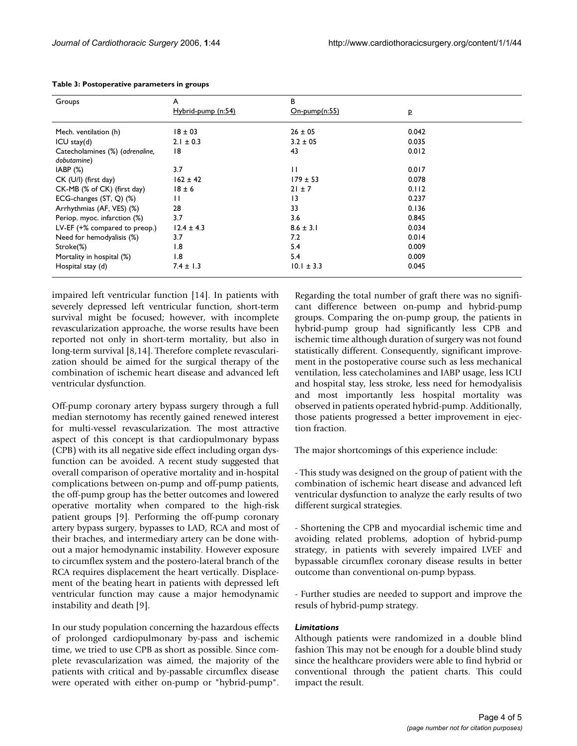**Table 3: Postoperative parameters in groups**

| Groups | A<br>Hybrid-pump (n:54) | B<br>On-pump(n:55) | p |
|---|---|---|---|
| Mech. ventilation (h) | 18 ± 03 | 26 ± 05 | 0.042 |
| ICU stay(d) | 2.1 ± 0.3 | 3.2 ± 05 | 0.035 |
| Catecholamines (%) (*adrenaline, dobutamine*) | 18 | 43 | 0.012 |
| IABP (%) | 3.7 | 11 | 0.017 |
| CK (U/l) (first day) | 162 ± 42 | 179 ± 53 | 0.078 |
| CK-MB (% of CK) (first day) | 18 ± 6 | 21 ± 7 | 0.112 |
| ECG-changes (ST, Q) (%) | 11 | 13 | 0.237 |
| Arrhythmias (AF, VES) (%) | 28 | 33 | 0.136 |
| Periop. myoc. infarction (%) | 3.7 | 3.6 | 0.845 |
| LV-EF (+% compared to preop.) | 12.4 ± 4.3 | 8.6 ± 3.1 | 0.034 |
| Need for hemodyalisis (%) | 3.7 | 7.2 | 0.014 |
| Stroke(%) | 1.8 | 5.4 | 0.009 |
| Mortality in hospital (%) | 1.8 | 5.4 | 0.009 |
| Hospital stay (d) | 7.4 ± 1.3 | 10.1 ± 3.3 | 0.045 |

impaired left ventricular function [14]. In patients with severely depressed left ventricular function, short-term survival might be focused; however, with incomplete revascularization approache, the worse results have been reported not only in short-term mortality, but also in long-term survival [8,14]. Therefore complete revascularization should be aimed for the surgical therapy of the combination of ischemic heart disease and advanced left ventricular dysfunction.

Off-pump coronary artery bypass surgery through a full median sternotomy has recently gained renewed interest for multi-vessel revascularization. The most attractive aspect of this concept is that cardiopulmonary bypass (CPB) with its all negative side effect including organ dysfunction can be avoided. A recent study suggested that overall comparison of operative mortality and in-hospital complications between on-pump and off-pump patients, the off-pump group has the better outcomes and lowered operative mortality when compared to the high-risk patient groups [9]. Performing the off-pump coronary artery bypass surgery, bypasses to LAD, RCA and most of their braches, and intermediary artery can be done without a major hemodynamic instability. However exposure to circumflex system and the postero-lateral branch of the RCA requires displacement the heart vertically. Displacement of the beating heart in patients with depressed left ventricular function may cause a major hemodynamic instability and death [9].

In our study population concerning the hazardous effects of prolonged cardiopulmonary by-pass and ischemic time, we tried to use CPB as short as possible. Since complete revascularization was aimed, the majority of the patients with critical and by-passable circumflex disease were operated with either on-pump or "hybrid-pump". Regarding the total number of graft there was no significant difference between on-pump and hybrid-pump groups. Comparing the on-pump group, the patients in hybrid-pump group had significantly less CPB and ischemic time although duration of surgery was not found statistically different. Consequently, significant improvement in the postoperative course such as less mechanical ventilation, less catecholamines and IABP usage, less ICU and hospital stay, less stroke, less need for hemodyalisis and most importantly less hospital mortality was observed in patients operated hybrid-pump. Additionally, those patients progressed a better improvement in ejection fraction.

The major shortcomings of this experience include:

- This study was designed on the group of patient with the combination of ischemic heart disease and advanced left ventricular dysfunction to analyze the early results of two different surgical strategies.

- Shortening the CPB and myocardial ischemic time and avoiding related problems, adoption of hybrid-pump strategy, in patients with severely impaired LVEF and bypassable circumflex coronary disease results in better outcome than conventional on-pump bypass.

- Further studies are needed to support and improve the resuls of hybrid-pump strategy.

### *Limitations*

Although patients were randomized in a double blind fashion This may not be enough for a double blind study since the healthcare providers were able to find hybrid or conventional through the patient charts. This could impact the result.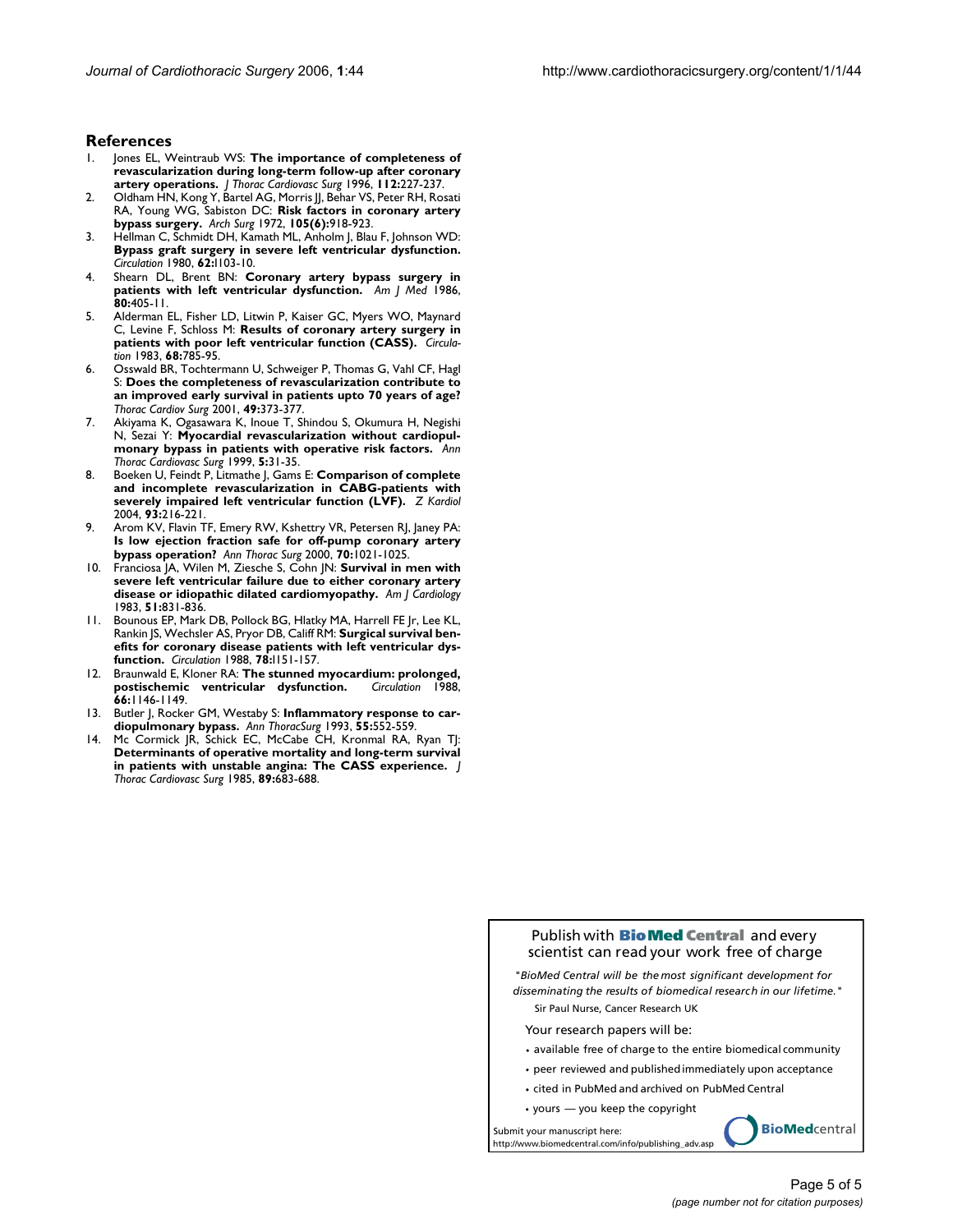## References

1. Jones EL, Weintraub WS: **The importance of completeness of revascularization during long-term follow-up after coronary artery operations.** *J Thorac Cardiovasc Surg* 1996, **112:**227-237.
2. Oldham HN, Kong Y, Bartel AG, Morris JJ, Behar VS, Peter RH, Rosati RA, Young WG, Sabiston DC: **Risk factors in coronary artery bypass surgery.** *Arch Surg* 1972, **105(6):**918-923.
3. Hellman C, Schmidt DH, Kamath ML, Anholm J, Blau F, Johnson WD: **Bypass graft surgery in severe left ventricular dysfunction.** *Circulation* 1980, **62:**I103-10.
4. Shearn DL, Brent BN: **Coronary artery bypass surgery in patients with left ventricular dysfunction.** *Am J Med* 1986, **80:**405-11.
5. Alderman EL, Fisher LD, Litwin P, Kaiser GC, Myers WO, Maynard C, Levine F, Schloss M: **Results of coronary artery surgery in patients with poor left ventricular function (CASS).** *Circulation* 1983, **68:**785-95.
6. Osswald BR, Tochtermann U, Schweiger P, Thomas G, Vahl CF, Hagl S: **Does the completeness of revascularization contribute to an improved early survival in patients upto 70 years of age?** *Thorac Cardiov Surg* 2001, **49:**373-377.
7. Akiyama K, Ogasawara K, Inoue T, Shindou S, Okumura H, Negishi N, Sezai Y: **Myocardial revascularization without cardiopulmonary bypass in patients with operative risk factors.** *Ann Thorac Cardiovasc Surg* 1999, **5:**31-35.
8. Boeken U, Feindt P, Litmathe J, Gams E: **Comparison of complete and incomplete revascularization in CABG-patients with severely impaired left ventricular function (LVF).** *Z Kardiol* 2004, **93:**216-221.
9. Arom KV, Flavin TF, Emery RW, Kshettry VR, Petersen RJ, Janey PA: **Is low ejection fraction safe for off-pump coronary artery bypass operation?** *Ann Thorac Surg* 2000, **70:**1021-1025.
10. Franciosa JA, Wilen M, Ziesche S, Cohn JN: **Survival in men with severe left ventricular failure due to either coronary artery disease or idiopathic dilated cardiomyopathy.** *Am J Cardiology* 1983, **51:**831-836.
11. Bounous EP, Mark DB, Pollock BG, Hlatky MA, Harrell FE Jr, Lee KL, Rankin JS, Wechsler AS, Pryor DB, Califf RM: **Surgical survival benefits for coronary disease patients with left ventricular dysfunction.** *Circulation* 1988, **78:**I151-157.
12. Braunwald E, Kloner RA: **The stunned myocardium: prolonged, postischemic ventricular dysfunction.** *Circulation* 1988, **66:**1146-1149.
13. Butler J, Rocker GM, Westaby S: **Inflammatory response to cardiopulmonary bypass.** *Ann ThoracSurg* 1993, **55:**552-559.
14. Mc Cormick JR, Schick EC, McCabe CH, Kronmal RA, Ryan TJ: **Determinants of operative mortality and long-term survival in patients with unstable angina: The CASS experience.** *J Thorac Cardiovasc Surg* 1985, **89:**683-688.

Publish with **BioMed Central** and every scientist can read your work free of charge

*"BioMed Central will be the most significant development for disseminating the results of biomedical research in our lifetime."*

Sir Paul Nurse, Cancer Research UK

Your research papers will be:

- available free of charge to the entire biomedical community
- peer reviewed and published immediately upon acceptance
- cited in PubMed and archived on PubMed Central
- yours — you keep the copyright

Submit your manuscript here:
http://www.biomedcentral.com/info/publishing_adv.asp

**BioMed**central